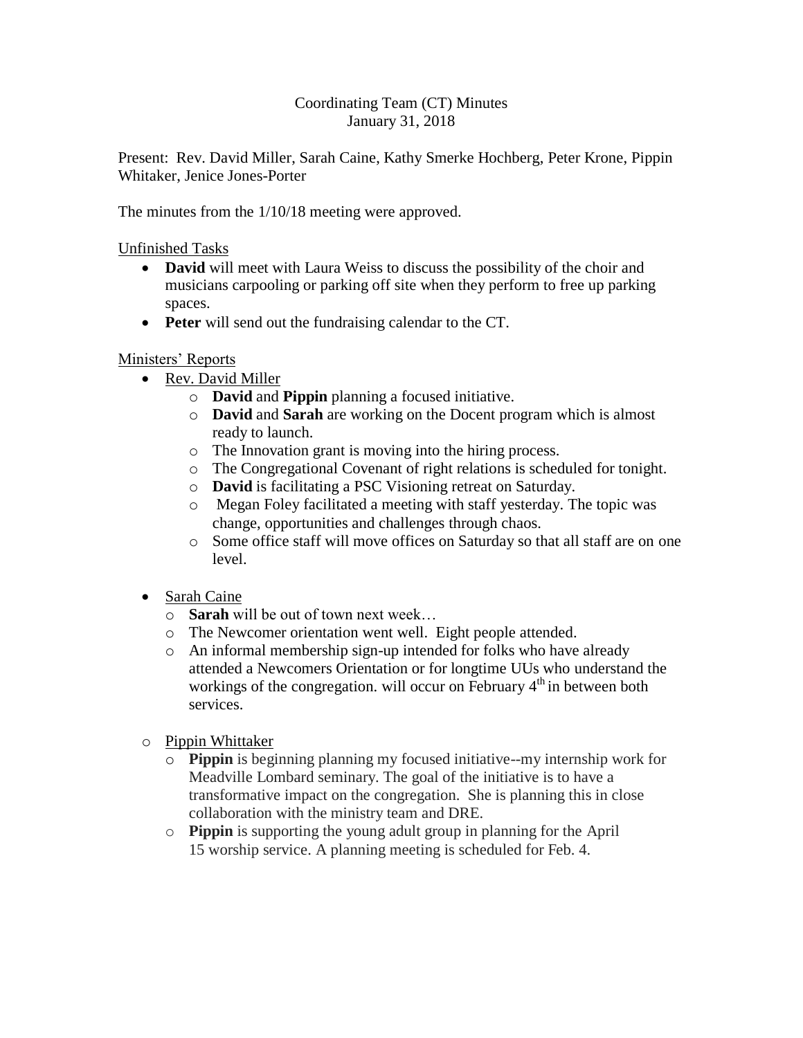Coordinating Team (CT) Minutes
January 31, 2018

Present: Rev. David Miller, Sarah Caine, Kathy Smerke Hochberg, Peter Krone, Pippin Whitaker, Jenice Jones-Porter

The minutes from the 1/10/18 meeting were approved.

Unfinished Tasks

- **David** will meet with Laura Weiss to discuss the possibility of the choir and musicians carpooling or parking off site when they perform to free up parking spaces.
- **Peter** will send out the fundraising calendar to the CT.

Ministers' Reports

- Rev. David Miller
    - **David** and **Pippin** planning a focused initiative.
    - **David** and **Sarah** are working on the Docent program which is almost ready to launch.
    - The Innovation grant is moving into the hiring process.
    - The Congregational Covenant of right relations is scheduled for tonight.
    - **David** is facilitating a PSC Visioning retreat on Saturday.
    - Megan Foley facilitated a meeting with staff yesterday. The topic was change, opportunities and challenges through chaos.
    - Some office staff will move offices on Saturday so that all staff are on one level.

- Sarah Caine
    - **Sarah** will be out of town next week…
    - The Newcomer orientation went well. Eight people attended.
    - An informal membership sign-up intended for folks who have already attended a Newcomers Orientation or for longtime UUs who understand the workings of the congregation. will occur on February 4th in between both services.

- Pippin Whittaker
    - **Pippin** is beginning planning my focused initiative--my internship work for Meadville Lombard seminary. The goal of the initiative is to have a transformative impact on the congregation. She is planning this in close collaboration with the ministry team and DRE.
    - **Pippin** is supporting the young adult group in planning for the April 15 worship service. A planning meeting is scheduled for Feb. 4.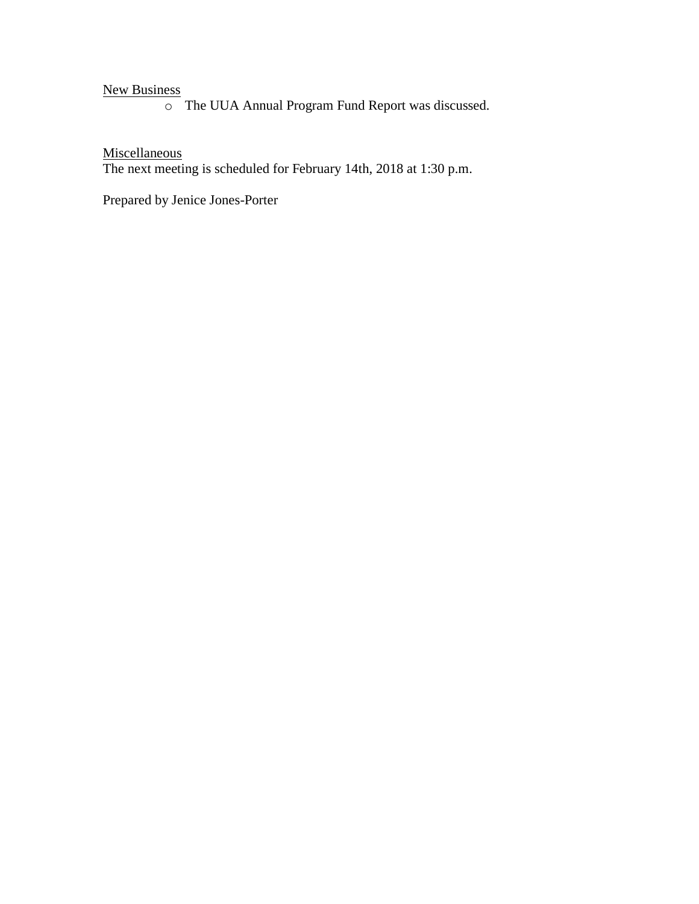<u>New Business</u>

- The UUA Annual Program Fund Report was discussed.

<u>Miscellaneous</u>

The next meeting is scheduled for February 14th, 2018 at 1:30 p.m.

Prepared by Jenice Jones-Porter